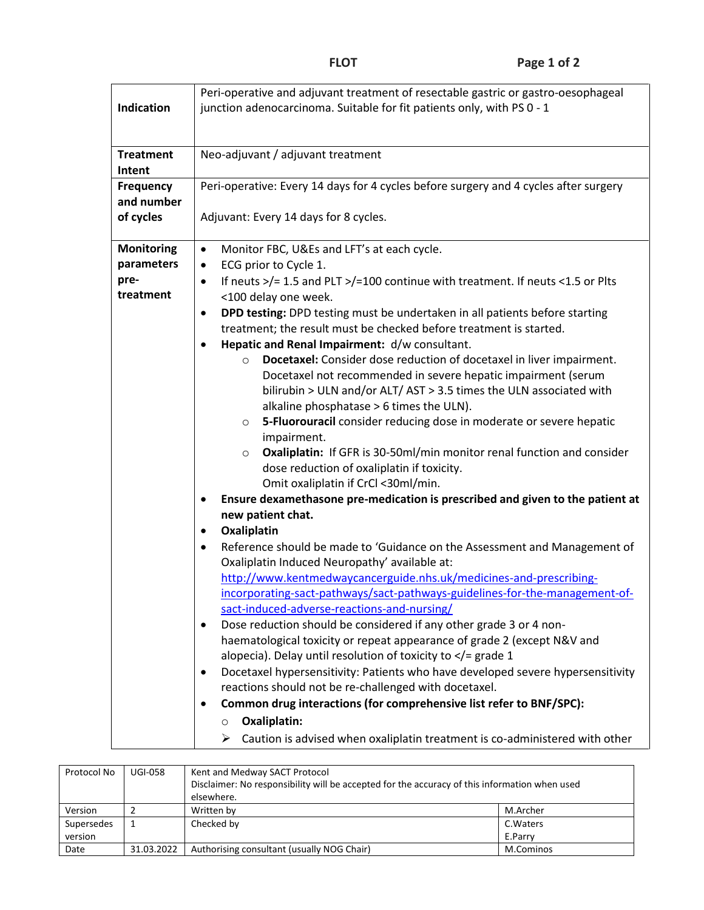# FLOT

| | |
|---|---|
| **Indication** | Peri-operative and adjuvant treatment of resectable gastric or gastro-oesophageal junction adenocarcinoma. Suitable for fit patients only, with PS 0 - 1 |
| **Treatment Intent** | Neo-adjuvant / adjuvant treatment |
| **Frequency and number of cycles** | Peri-operative: Every 14 days for 4 cycles before surgery and 4 cycles after surgery<br><br>Adjuvant: Every 14 days for 8 cycles. |
| **Monitoring parameters pre-treatment** | • Monitor FBC, U&Es and LFT's at each cycle.<br>• ECG prior to Cycle 1.<br>• If neuts >/= 1.5 and PLT >/=100 continue with treatment. If neuts <1.5 or Plts <100 delay one week.<br>• **DPD testing:** DPD testing must be undertaken in all patients before starting treatment; the result must be checked before treatment is started.<br>• **Hepatic and Renal Impairment:** d/w consultant.<br>&nbsp;&nbsp;&nbsp;&nbsp;○ **Docetaxel:** Consider dose reduction of docetaxel in liver impairment. Docetaxel not recommended in severe hepatic impairment (serum bilirubin > ULN and/or ALT/ AST > 3.5 times the ULN associated with alkaline phosphatase > 6 times the ULN).<br>&nbsp;&nbsp;&nbsp;&nbsp;○ **5-Fluorouracil** consider reducing dose in moderate or severe hepatic impairment.<br>&nbsp;&nbsp;&nbsp;&nbsp;○ **Oxaliplatin:** If GFR is 30-50ml/min monitor renal function and consider dose reduction of oxaliplatin if toxicity. Omit oxaliplatin if CrCl <30ml/min.<br>• **Ensure dexamethasone pre-medication is prescribed and given to the patient at new patient chat.**<br>• **Oxaliplatin**<br>• Reference should be made to 'Guidance on the Assessment and Management of Oxaliplatin Induced Neuropathy' available at: http://www.kentmedwaycancerguide.nhs.uk/medicines-and-prescribing-incorporating-sact-pathways/sact-pathways-guidelines-for-the-management-of-sact-induced-adverse-reactions-and-nursing/<br>• Dose reduction should be considered if any other grade 3 or 4 non-haematological toxicity or repeat appearance of grade 2 (except N&V and alopecia). Delay until resolution of toxicity to </= grade 1<br>• Docetaxel hypersensitivity: Patients who have developed severe hypersensitivity reactions should not be re-challenged with docetaxel.<br>• **Common drug interactions (for comprehensive list refer to BNF/SPC):**<br>&nbsp;&nbsp;&nbsp;&nbsp;○ **Oxaliplatin:**<br>&nbsp;&nbsp;&nbsp;&nbsp;➢ Caution is advised when oxaliplatin treatment is co-administered with other |

| Protocol No | UGI-058 | Kent and Medway SACT Protocol<br>Disclaimer: No responsibility will be accepted for the accuracy of this information when used elsewhere. | |
|---|---|---|---|
| Version | 2 | Written by | M.Archer |
| Supersedes version | 1 | Checked by | C.Waters<br>E.Parry |
| Date | 31.03.2022 | Authorising consultant (usually NOG Chair) | M.Cominos |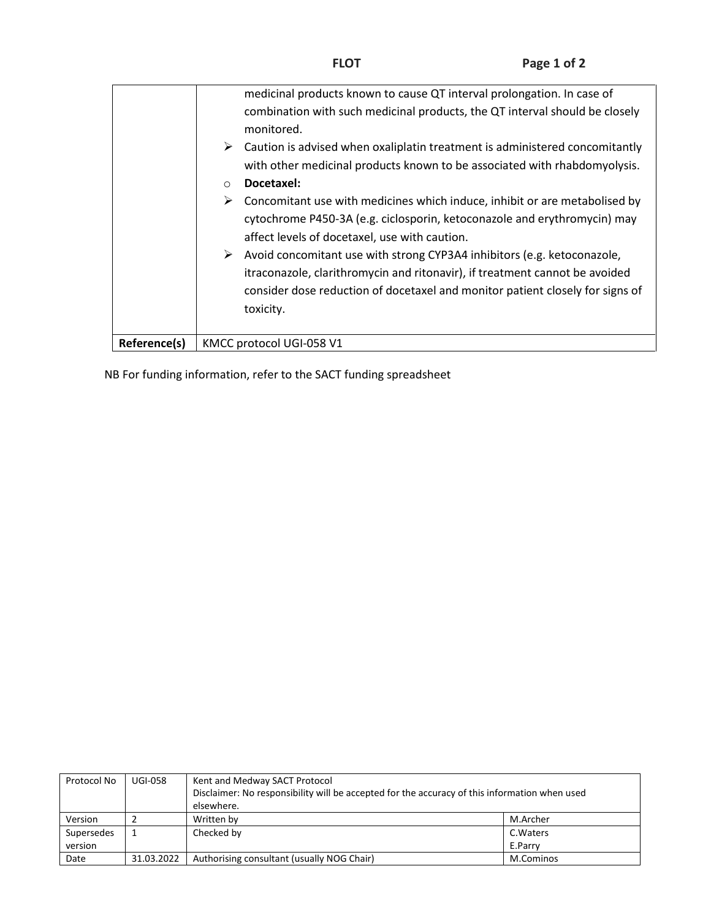| | |
|---|---|
| | medicinal products known to cause QT interval prolongation. In case of combination with such medicinal products, the QT interval should be closely monitored.<br>➢ Caution is advised when oxaliplatin treatment is administered concomitantly with other medicinal products known to be associated with rhabdomyolysis.<br>o **Docetaxel:**<br>➢ Concomitant use with medicines which induce, inhibit or are metabolised by cytochrome P450-3A (e.g. ciclosporin, ketoconazole and erythromycin) may affect levels of docetaxel, use with caution.<br>➢ Avoid concomitant use with strong CYP3A4 inhibitors (e.g. ketoconazole, itraconazole, clarithromycin and ritonavir), if treatment cannot be avoided consider dose reduction of docetaxel and monitor patient closely for signs of toxicity. |
| **Reference(s)** | KMCC protocol UGI-058 V1 |

NB For funding information, refer to the SACT funding spreadsheet

| Protocol No | UGI-058 | Kent and Medway SACT Protocol<br>Disclaimer: No responsibility will be accepted for the accuracy of this information when used elsewhere. | |
|---|---|---|---|
| Version | 2 | Written by | M.Archer |
| Supersedes version | 1 | Checked by | C.Waters<br>E.Parry |
| Date | 31.03.2022 | Authorising consultant (usually NOG Chair) | M.Cominos |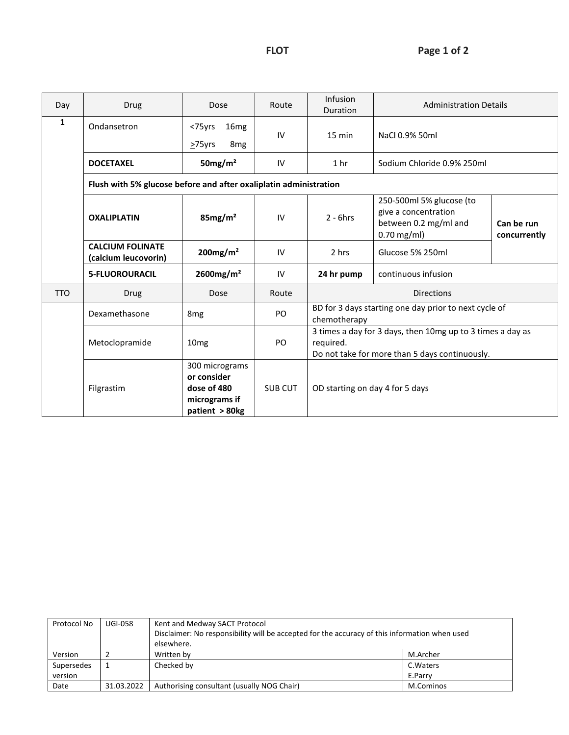# FLOT

| Day | Drug | Dose | Route | Infusion Duration | Administration Details | |
|---|---|---|---|---|---|---|
| **1** | Ondansetron | <75yrs 16mg<br>≥75yrs 8mg | IV | 15 min | NaCl 0.9% 50ml | |
| | **DOCETAXEL** | **50mg/m²** | IV | 1 hr | Sodium Chloride 0.9% 250ml | |
| | **Flush with 5% glucose before and after oxaliplatin administration** | | | | | |
| | **OXALIPLATIN** | **85mg/m²** | IV | 2 - 6hrs | 250-500ml 5% glucose (to give a concentration between 0.2 mg/ml and 0.70 mg/ml) | **Can be run concurrently** |
| | **CALCIUM FOLINATE (calcium leucovorin)** | **200mg/m²** | IV | 2 hrs | Glucose 5% 250ml | |
| | **5-FLUOROURACIL** | **2600mg/m²** | IV | **24 hr pump** | continuous infusion | |

| TTO | Drug | Dose | Route | Directions |
|---|---|---|---|---|
| | Dexamethasone | 8mg | PO | BD for 3 days starting one day prior to next cycle of chemotherapy |
| | Metoclopramide | 10mg | PO | 3 times a day for 3 days, then 10mg up to 3 times a day as required.<br>Do not take for more than 5 days continuously. |
| | Filgrastim | 300 micrograms **or consider dose of 480 micrograms if patient > 80kg** | SUB CUT | OD starting on day 4 for 5 days |

| Protocol No | UGI-058 | Kent and Medway SACT Protocol<br>Disclaimer: No responsibility will be accepted for the accuracy of this information when used elsewhere. | |
|---|---|---|---|
| Version | 2 | Written by | M.Archer |
| Supersedes version | 1 | Checked by | C.Waters<br>E.Parry |
| Date | 31.03.2022 | Authorising consultant (usually NOG Chair) | M.Cominos |